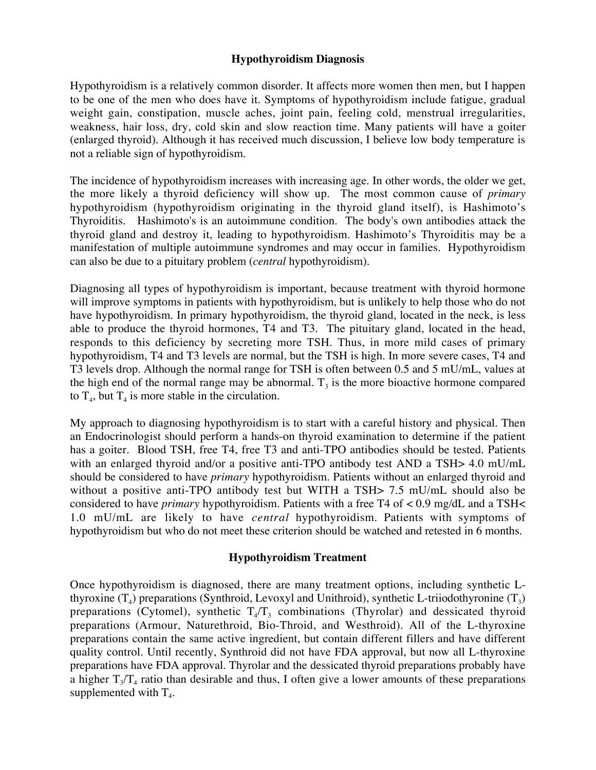## Hypothyroidism Diagnosis

Hypothyroidism is a relatively common disorder. It affects more women then men, but I happen to be one of the men who does have it. Symptoms of hypothyroidism include fatigue, gradual weight gain, constipation, muscle aches, joint pain, feeling cold, menstrual irregularities, weakness, hair loss, dry, cold skin and slow reaction time. Many patients will have a goiter (enlarged thyroid). Although it has received much discussion, I believe low body temperature is not a reliable sign of hypothyroidism.

The incidence of hypothyroidism increases with increasing age. In other words, the older we get, the more likely a thyroid deficiency will show up. The most common cause of *primary* hypothyroidism (hypothyroidism originating in the thyroid gland itself), is Hashimoto's Thyroiditis. Hashimoto's is an autoimmune condition. The body's own antibodies attack the thyroid gland and destroy it, leading to hypothyroidism. Hashimoto's Thyroiditis may be a manifestation of multiple autoimmune syndromes and may occur in families. Hypothyroidism can also be due to a pituitary problem (*central* hypothyroidism).

Diagnosing all types of hypothyroidism is important, because treatment with thyroid hormone will improve symptoms in patients with hypothyroidism, but is unlikely to help those who do not have hypothyroidism. In primary hypothyroidism, the thyroid gland, located in the neck, is less able to produce the thyroid hormones, T4 and T3. The pituitary gland, located in the head, responds to this deficiency by secreting more TSH. Thus, in more mild cases of primary hypothyroidism, T4 and T3 levels are normal, but the TSH is high. In more severe cases, T4 and T3 levels drop. Although the normal range for TSH is often between 0.5 and 5 mU/mL, values at the high end of the normal range may be abnormal. $T_3$ is the more bioactive hormone compared to $T_4$, but $T_4$ is more stable in the circulation.

My approach to diagnosing hypothyroidism is to start with a careful history and physical. Then an Endocrinologist should perform a hands-on thyroid examination to determine if the patient has a goiter. Blood TSH, free T4, free T3 and anti-TPO antibodies should be tested. Patients with an enlarged thyroid and/or a positive anti-TPO antibody test AND a TSH> 4.0 mU/mL should be considered to have *primary* hypothyroidism. Patients without an enlarged thyroid and without a positive anti-TPO antibody test but WITH a TSH> 7.5 mU/mL should also be considered to have *primary* hypothyroidism. Patients with a free T4 of < 0.9 mg/dL and a TSH< 1.0 mU/mL are likely to have *central* hypothyroidism. Patients with symptoms of hypothyroidism but who do not meet these criterion should be watched and retested in 6 months.

## Hypothyroidism Treatment

Once hypothyroidism is diagnosed, there are many treatment options, including synthetic L-thyroxine ($T_4$) preparations (Synthroid, Levoxyl and Unithroid), synthetic L-triiodothyronine ($T_3$) preparations (Cytomel), synthetic $T_4$/$T_3$ combinations (Thyrolar) and dessicated thyroid preparations (Armour, Naturethroid, Bio-Throid, and Westhroid). All of the L-thyroxine preparations contain the same active ingredient, but contain different fillers and have different quality control. Until recently, Synthroid did not have FDA approval, but now all L-thyroxine preparations have FDA approval. Thyrolar and the dessicated thyroid preparations probably have a higher $T_3$/$T_4$ ratio than desirable and thus, I often give a lower amounts of these preparations supplemented with $T_4$.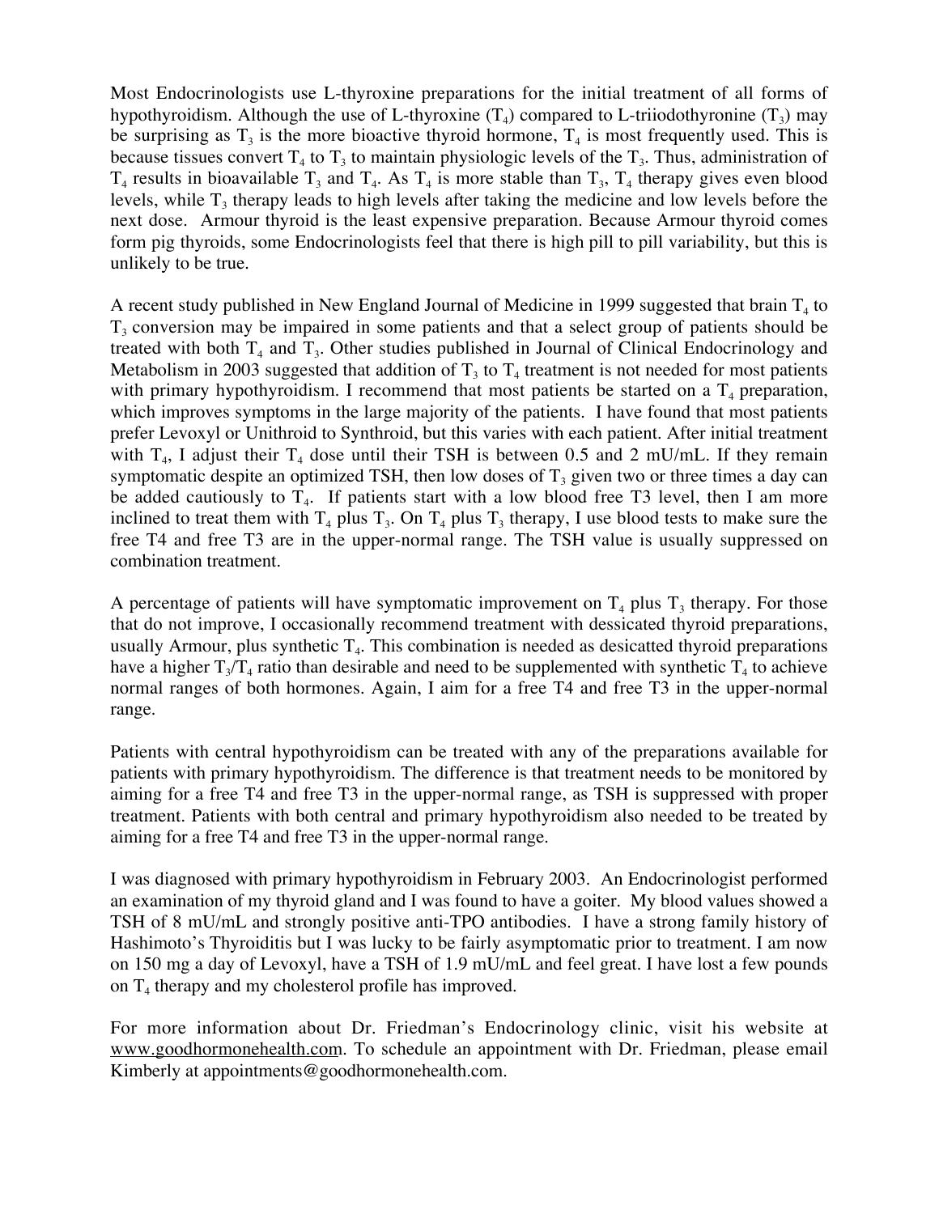Most Endocrinologists use L-thyroxine preparations for the initial treatment of all forms of hypothyroidism. Although the use of L-thyroxine ($T_4$) compared to L-triiodothyronine ($T_3$) may be surprising as $T_3$ is the more bioactive thyroid hormone, $T_4$ is most frequently used. This is because tissues convert $T_4$ to $T_3$ to maintain physiologic levels of the $T_3$. Thus, administration of $T_4$ results in bioavailable $T_3$ and $T_4$. As $T_4$ is more stable than $T_3$, $T_4$ therapy gives even blood levels, while $T_3$ therapy leads to high levels after taking the medicine and low levels before the next dose. Armour thyroid is the least expensive preparation. Because Armour thyroid comes form pig thyroids, some Endocrinologists feel that there is high pill to pill variability, but this is unlikely to be true.

A recent study published in New England Journal of Medicine in 1999 suggested that brain $T_4$ to $T_3$ conversion may be impaired in some patients and that a select group of patients should be treated with both $T_4$ and $T_3$. Other studies published in Journal of Clinical Endocrinology and Metabolism in 2003 suggested that addition of $T_3$ to $T_4$ treatment is not needed for most patients with primary hypothyroidism. I recommend that most patients be started on a $T_4$ preparation, which improves symptoms in the large majority of the patients. I have found that most patients prefer Levoxyl or Unithroid to Synthroid, but this varies with each patient. After initial treatment with $T_4$, I adjust their $T_4$ dose until their TSH is between 0.5 and 2 mU/mL. If they remain symptomatic despite an optimized TSH, then low doses of $T_3$ given two or three times a day can be added cautiously to $T_4$. If patients start with a low blood free T3 level, then I am more inclined to treat them with $T_4$ plus $T_3$. On $T_4$ plus $T_3$ therapy, I use blood tests to make sure the free T4 and free T3 are in the upper-normal range. The TSH value is usually suppressed on combination treatment.

A percentage of patients will have symptomatic improvement on $T_4$ plus $T_3$ therapy. For those that do not improve, I occasionally recommend treatment with dessicated thyroid preparations, usually Armour, plus synthetic $T_4$. This combination is needed as desicatted thyroid preparations have a higher $T_3/T_4$ ratio than desirable and need to be supplemented with synthetic $T_4$ to achieve normal ranges of both hormones. Again, I aim for a free T4 and free T3 in the upper-normal range.

Patients with central hypothyroidism can be treated with any of the preparations available for patients with primary hypothyroidism. The difference is that treatment needs to be monitored by aiming for a free T4 and free T3 in the upper-normal range, as TSH is suppressed with proper treatment. Patients with both central and primary hypothyroidism also needed to be treated by aiming for a free T4 and free T3 in the upper-normal range.

I was diagnosed with primary hypothyroidism in February 2003. An Endocrinologist performed an examination of my thyroid gland and I was found to have a goiter. My blood values showed a TSH of 8 mU/mL and strongly positive anti-TPO antibodies. I have a strong family history of Hashimoto's Thyroiditis but I was lucky to be fairly asymptomatic prior to treatment. I am now on 150 mg a day of Levoxyl, have a TSH of 1.9 mU/mL and feel great. I have lost a few pounds on $T_4$ therapy and my cholesterol profile has improved.

For more information about Dr. Friedman's Endocrinology clinic, visit his website at www.goodhormonehealth.com. To schedule an appointment with Dr. Friedman, please email Kimberly at appointments@goodhormonehealth.com.